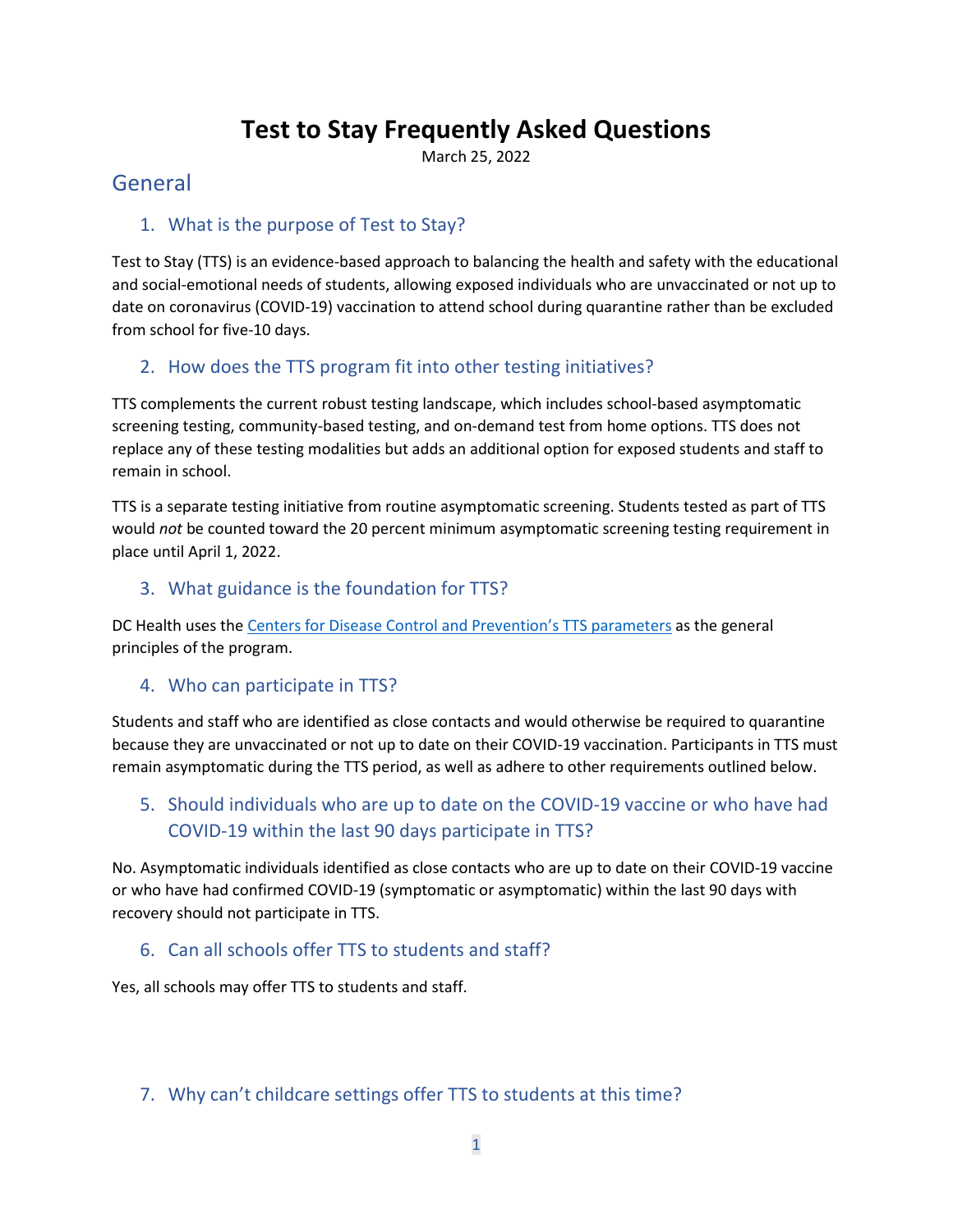# Test to Stay Frequently Asked Questions

March 25, 2022

## General

### 1. What is the purpose of Test to Stay?

Test to Stay (TTS) is an evidence-based approach to balancing the health and safety with the educational and social-emotional needs of students, allowing exposed individuals who are unvaccinated or not up to date on coronavirus (COVID-19) vaccination to attend school during quarantine rather than be excluded from school for five-10 days.

### 2. How does the TTS program fit into other testing initiatives?

TTS complements the current robust testing landscape, which includes school-based asymptomatic screening testing, community-based testing, and on-demand test from home options. TTS does not replace any of these testing modalities but adds an additional option for exposed students and staff to remain in school.

TTS is a separate testing initiative from routine asymptomatic screening. Students tested as part of TTS would *not* be counted toward the 20 percent minimum asymptomatic screening testing requirement in place until April 1, 2022.

### 3. What guidance is the foundation for TTS?

DC Health uses the Centers for Disease Control and Prevention's TTS parameters as the general principles of the program.

### 4. Who can participate in TTS?

Students and staff who are identified as close contacts and would otherwise be required to quarantine because they are unvaccinated or not up to date on their COVID-19 vaccination. Participants in TTS must remain asymptomatic during the TTS period, as well as adhere to other requirements outlined below.

### 5. Should individuals who are up to date on the COVID-19 vaccine or who have had COVID-19 within the last 90 days participate in TTS?

No. Asymptomatic individuals identified as close contacts who are up to date on their COVID-19 vaccine or who have had confirmed COVID-19 (symptomatic or asymptomatic) within the last 90 days with recovery should not participate in TTS.

### 6. Can all schools offer TTS to students and staff?

Yes, all schools may offer TTS to students and staff.

### 7. Why can't childcare settings offer TTS to students at this time?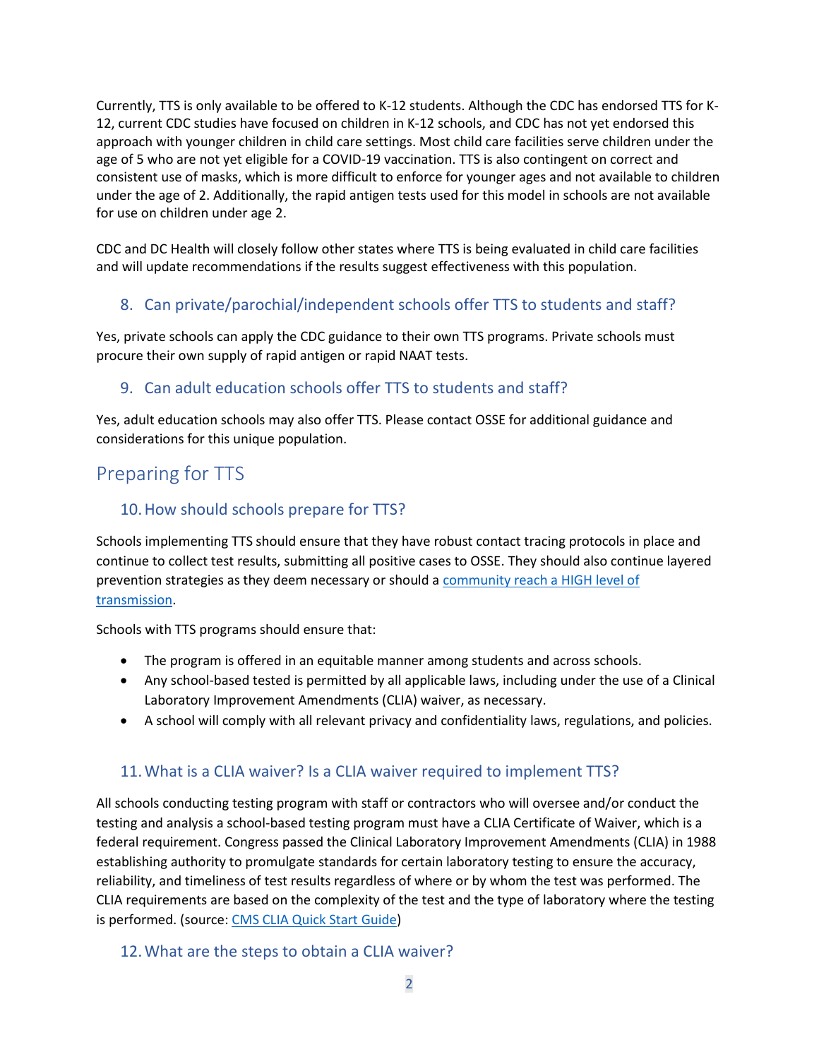Currently, TTS is only available to be offered to K-12 students. Although the CDC has endorsed TTS for K-12, current CDC studies have focused on children in K-12 schools, and CDC has not yet endorsed this approach with younger children in child care settings. Most child care facilities serve children under the age of 5 who are not yet eligible for a COVID-19 vaccination. TTS is also contingent on correct and consistent use of masks, which is more difficult to enforce for younger ages and not available to children under the age of 2. Additionally, the rapid antigen tests used for this model in schools are not available for use on children under age 2.

CDC and DC Health will closely follow other states where TTS is being evaluated in child care facilities and will update recommendations if the results suggest effectiveness with this population.

### 8. Can private/parochial/independent schools offer TTS to students and staff?

Yes, private schools can apply the CDC guidance to their own TTS programs. Private schools must procure their own supply of rapid antigen or rapid NAAT tests.

### 9. Can adult education schools offer TTS to students and staff?

Yes, adult education schools may also offer TTS. Please contact OSSE for additional guidance and considerations for this unique population.

## Preparing for TTS

### 10. How should schools prepare for TTS?

Schools implementing TTS should ensure that they have robust contact tracing protocols in place and continue to collect test results, submitting all positive cases to OSSE. They should also continue layered prevention strategies as they deem necessary or should a community reach a HIGH level of transmission.

Schools with TTS programs should ensure that:

- The program is offered in an equitable manner among students and across schools.
- Any school-based tested is permitted by all applicable laws, including under the use of a Clinical Laboratory Improvement Amendments (CLIA) waiver, as necessary.
- A school will comply with all relevant privacy and confidentiality laws, regulations, and policies.

### 11. What is a CLIA waiver? Is a CLIA waiver required to implement TTS?

All schools conducting testing program with staff or contractors who will oversee and/or conduct the testing and analysis a school-based testing program must have a CLIA Certificate of Waiver, which is a federal requirement. Congress passed the Clinical Laboratory Improvement Amendments (CLIA) in 1988 establishing authority to promulgate standards for certain laboratory testing to ensure the accuracy, reliability, and timeliness of test results regardless of where or by whom the test was performed. The CLIA requirements are based on the complexity of the test and the type of laboratory where the testing is performed. (source: CMS CLIA Quick Start Guide)

### 12. What are the steps to obtain a CLIA waiver?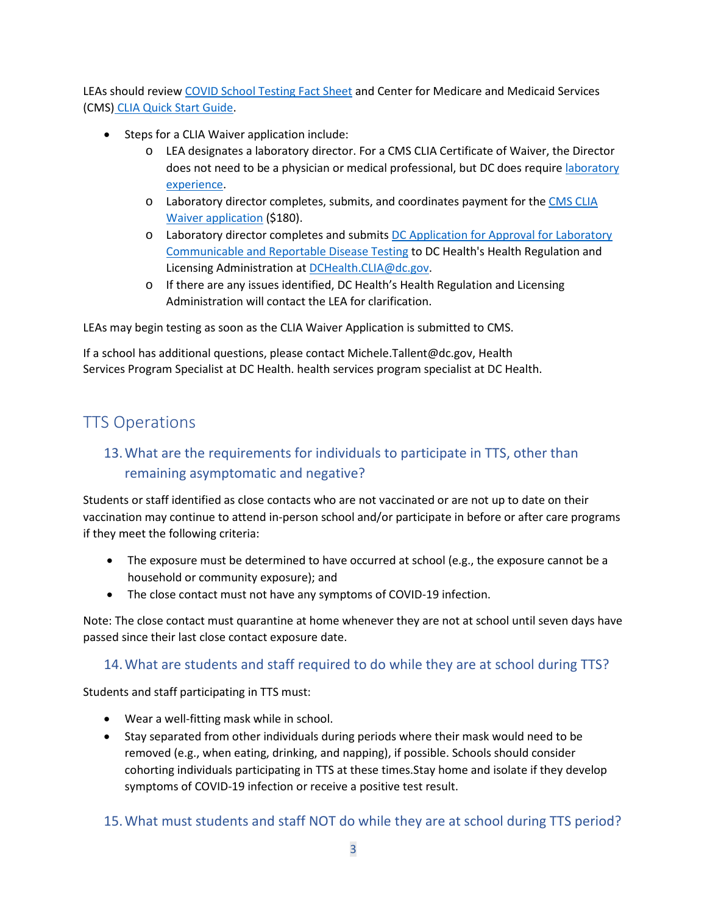LEAs should review COVID School Testing Fact Sheet and Center for Medicare and Medicaid Services (CMS) CLIA Quick Start Guide.

- Steps for a CLIA Waiver application include:
  - LEA designates a laboratory director. For a CMS CLIA Certificate of Waiver, the Director does not need to be a physician or medical professional, but DC does require laboratory experience.
  - Laboratory director completes, submits, and coordinates payment for the CMS CLIA Waiver application ($180).
  - Laboratory director completes and submits DC Application for Approval for Laboratory Communicable and Reportable Disease Testing to DC Health's Health Regulation and Licensing Administration at DCHealth.CLIA@dc.gov.
  - If there are any issues identified, DC Health's Health Regulation and Licensing Administration will contact the LEA for clarification.

LEAs may begin testing as soon as the CLIA Waiver Application is submitted to CMS.

If a school has additional questions, please contact Michele.Tallent@dc.gov, Health Services Program Specialist at DC Health. health services program specialist at DC Health.

# TTS Operations

## 13. What are the requirements for individuals to participate in TTS, other than remaining asymptomatic and negative?

Students or staff identified as close contacts who are not vaccinated or are not up to date on their vaccination may continue to attend in-person school and/or participate in before or after care programs if they meet the following criteria:

- The exposure must be determined to have occurred at school (e.g., the exposure cannot be a household or community exposure); and
- The close contact must not have any symptoms of COVID-19 infection.

Note: The close contact must quarantine at home whenever they are not at school until seven days have passed since their last close contact exposure date.

## 14. What are students and staff required to do while they are at school during TTS?

Students and staff participating in TTS must:

- Wear a well-fitting mask while in school.
- Stay separated from other individuals during periods where their mask would need to be removed (e.g., when eating, drinking, and napping), if possible. Schools should consider cohorting individuals participating in TTS at these times.Stay home and isolate if they develop symptoms of COVID-19 infection or receive a positive test result.

## 15. What must students and staff NOT do while they are at school during TTS period?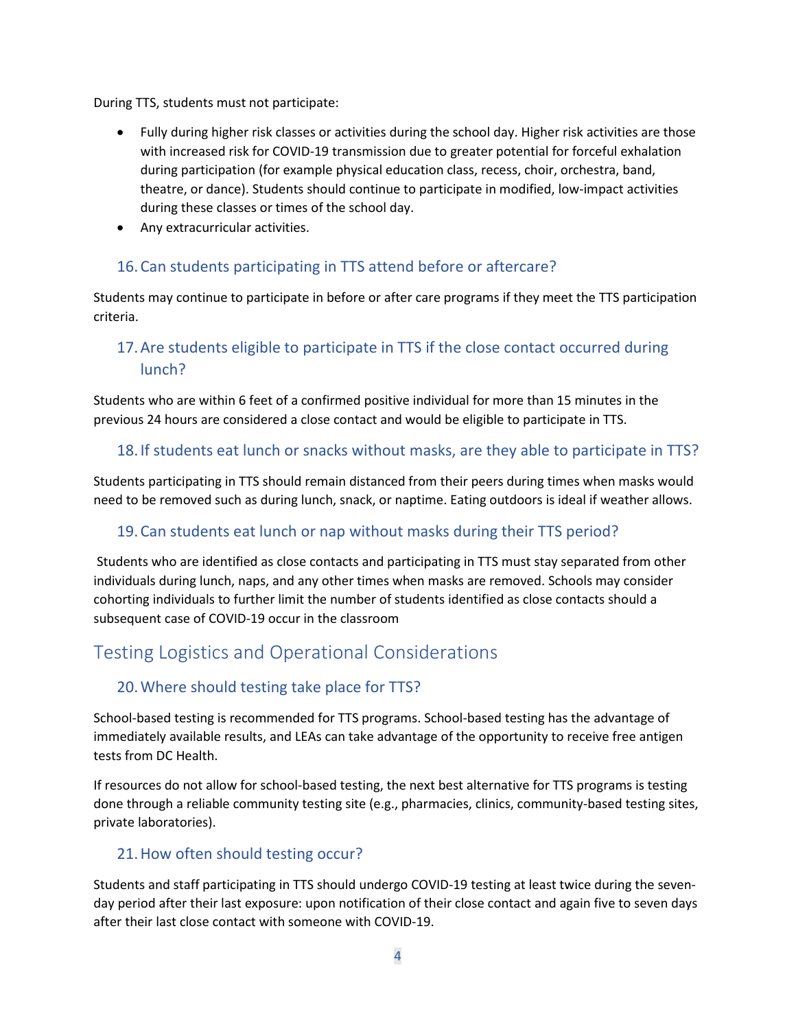During TTS, students must not participate:

- Fully during higher risk classes or activities during the school day. Higher risk activities are those with increased risk for COVID-19 transmission due to greater potential for forceful exhalation during participation (for example physical education class, recess, choir, orchestra, band, theatre, or dance). Students should continue to participate in modified, low-impact activities during these classes or times of the school day.
- Any extracurricular activities.

### 16. Can students participating in TTS attend before or aftercare?

Students may continue to participate in before or after care programs if they meet the TTS participation criteria.

### 17. Are students eligible to participate in TTS if the close contact occurred during lunch?

Students who are within 6 feet of a confirmed positive individual for more than 15 minutes in the previous 24 hours are considered a close contact and would be eligible to participate in TTS.

### 18. If students eat lunch or snacks without masks, are they able to participate in TTS?

Students participating in TTS should remain distanced from their peers during times when masks would need to be removed such as during lunch, snack, or naptime. Eating outdoors is ideal if weather allows.

### 19. Can students eat lunch or nap without masks during their TTS period?

Students who are identified as close contacts and participating in TTS must stay separated from other individuals during lunch, naps, and any other times when masks are removed. Schools may consider cohorting individuals to further limit the number of students identified as close contacts should a subsequent case of COVID-19 occur in the classroom

## Testing Logistics and Operational Considerations

### 20. Where should testing take place for TTS?

School-based testing is recommended for TTS programs. School-based testing has the advantage of immediately available results, and LEAs can take advantage of the opportunity to receive free antigen tests from DC Health.

If resources do not allow for school-based testing, the next best alternative for TTS programs is testing done through a reliable community testing site (e.g., pharmacies, clinics, community-based testing sites, private laboratories).

### 21. How often should testing occur?

Students and staff participating in TTS should undergo COVID-19 testing at least twice during the seven-day period after their last exposure: upon notification of their close contact and again five to seven days after their last close contact with someone with COVID-19.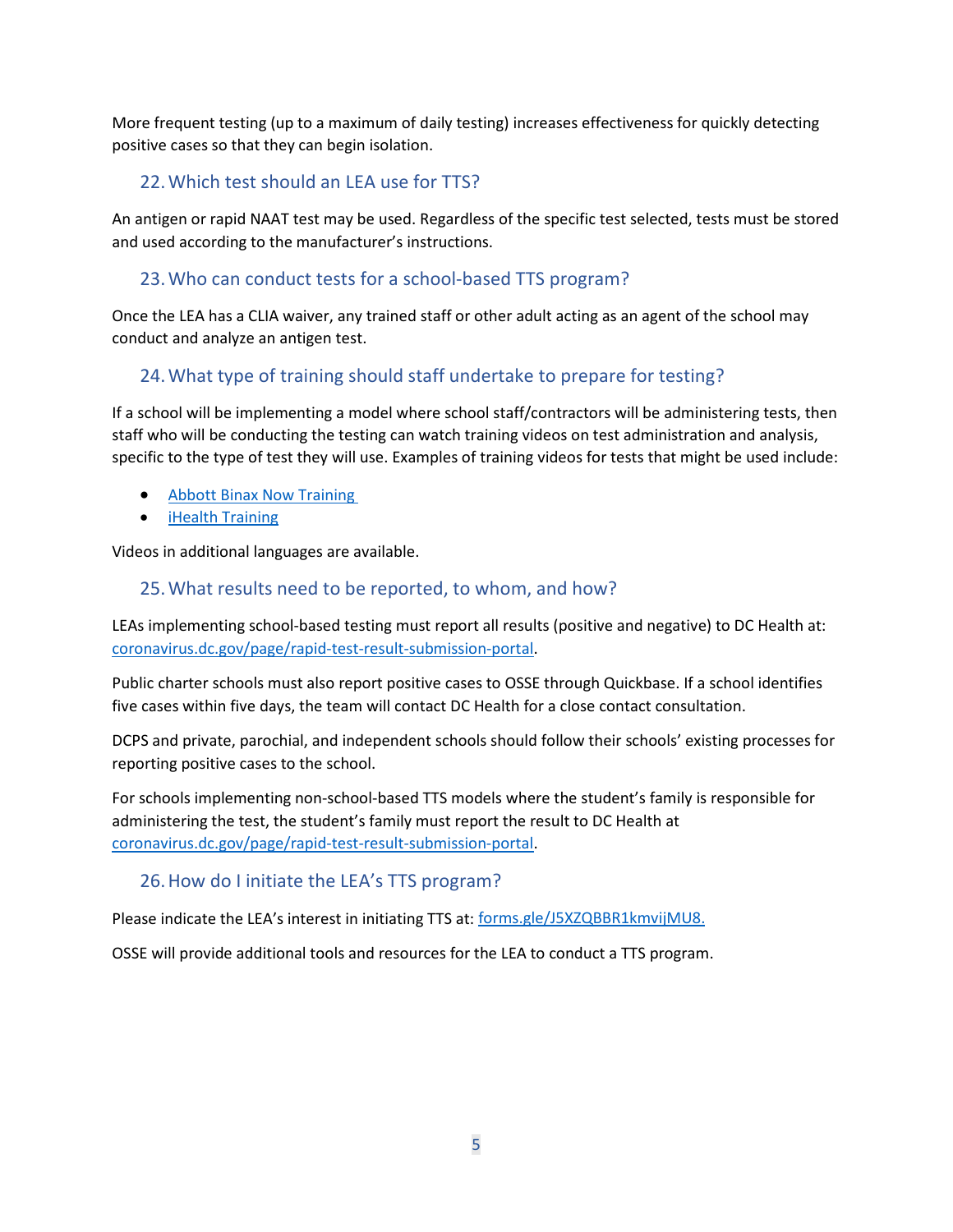More frequent testing (up to a maximum of daily testing) increases effectiveness for quickly detecting positive cases so that they can begin isolation.

### 22. Which test should an LEA use for TTS?

An antigen or rapid NAAT test may be used. Regardless of the specific test selected, tests must be stored and used according to the manufacturer's instructions.

### 23. Who can conduct tests for a school-based TTS program?

Once the LEA has a CLIA waiver, any trained staff or other adult acting as an agent of the school may conduct and analyze an antigen test.

### 24. What type of training should staff undertake to prepare for testing?

If a school will be implementing a model where school staff/contractors will be administering tests, then staff who will be conducting the testing can watch training videos on test administration and analysis, specific to the type of test they will use. Examples of training videos for tests that might be used include:

- Abbott Binax Now Training
- iHealth Training

Videos in additional languages are available.

### 25. What results need to be reported, to whom, and how?

LEAs implementing school-based testing must report all results (positive and negative) to DC Health at: coronavirus.dc.gov/page/rapid-test-result-submission-portal.

Public charter schools must also report positive cases to OSSE through Quickbase. If a school identifies five cases within five days, the team will contact DC Health for a close contact consultation.

DCPS and private, parochial, and independent schools should follow their schools' existing processes for reporting positive cases to the school.

For schools implementing non-school-based TTS models where the student's family is responsible for administering the test, the student's family must report the result to DC Health at coronavirus.dc.gov/page/rapid-test-result-submission-portal.

### 26. How do I initiate the LEA's TTS program?

Please indicate the LEA's interest in initiating TTS at: forms.gle/J5XZQBBR1kmvijMU8.

OSSE will provide additional tools and resources for the LEA to conduct a TTS program.